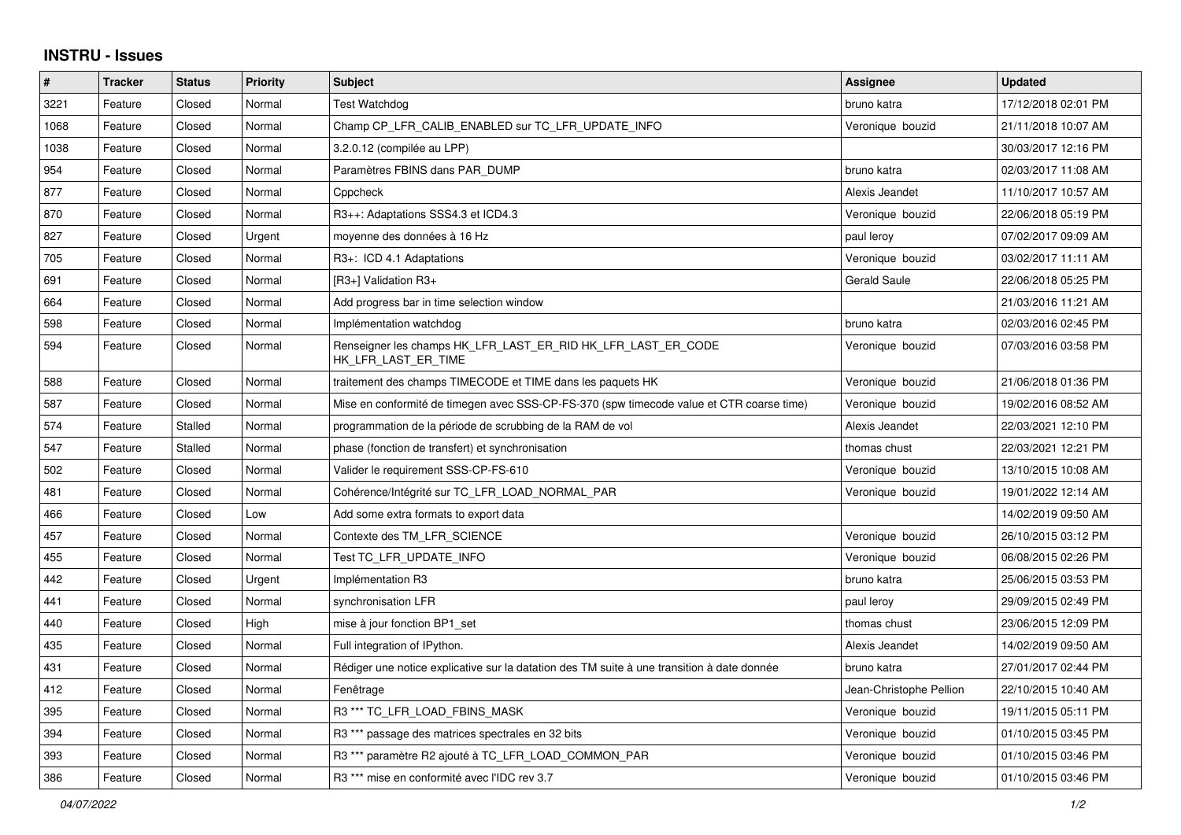# INSTRU - Issues

| # | Tracker | Status | Priority | Subject | Assignee | Updated |
|---|---|---|---|---|---|---|
| 3221 | Feature | Closed | Normal | Test Watchdog | bruno katra | 17/12/2018 02:01 PM |
| 1068 | Feature | Closed | Normal | Champ CP_LFR_CALIB_ENABLED sur TC_LFR_UPDATE_INFO | Veronique bouzid | 21/11/2018 10:07 AM |
| 1038 | Feature | Closed | Normal | 3.2.0.12 (compilée au LPP) | | 30/03/2017 12:16 PM |
| 954 | Feature | Closed | Normal | Paramètres FBINS dans PAR_DUMP | bruno katra | 02/03/2017 11:08 AM |
| 877 | Feature | Closed | Normal | Cppcheck | Alexis Jeandet | 11/10/2017 10:57 AM |
| 870 | Feature | Closed | Normal | R3++: Adaptations SSS4.3 et ICD4.3 | Veronique bouzid | 22/06/2018 05:19 PM |
| 827 | Feature | Closed | Urgent | moyenne des données à 16 Hz | paul leroy | 07/02/2017 09:09 AM |
| 705 | Feature | Closed | Normal | R3+: ICD 4.1 Adaptations | Veronique bouzid | 03/02/2017 11:11 AM |
| 691 | Feature | Closed | Normal | [R3+] Validation R3+ | Gerald Saule | 22/06/2018 05:25 PM |
| 664 | Feature | Closed | Normal | Add progress bar in time selection window | | 21/03/2016 11:21 AM |
| 598 | Feature | Closed | Normal | Implémentation watchdog | bruno katra | 02/03/2016 02:45 PM |
| 594 | Feature | Closed | Normal | Renseigner les champs HK_LFR_LAST_ER_RID HK_LFR_LAST_ER_CODE HK_LFR_LAST_ER_TIME | Veronique bouzid | 07/03/2016 03:58 PM |
| 588 | Feature | Closed | Normal | traitement des champs TIMECODE et TIME dans les paquets HK | Veronique bouzid | 21/06/2018 01:36 PM |
| 587 | Feature | Closed | Normal | Mise en conformité de timegen avec SSS-CP-FS-370 (spw timecode value et CTR coarse time) | Veronique bouzid | 19/02/2016 08:52 AM |
| 574 | Feature | Stalled | Normal | programmation de la période de scrubbing de la RAM de vol | Alexis Jeandet | 22/03/2021 12:10 PM |
| 547 | Feature | Stalled | Normal | phase (fonction de transfert) et synchronisation | thomas chust | 22/03/2021 12:21 PM |
| 502 | Feature | Closed | Normal | Valider le requirement SSS-CP-FS-610 | Veronique bouzid | 13/10/2015 10:08 AM |
| 481 | Feature | Closed | Normal | Cohérence/Intégrité sur TC_LFR_LOAD_NORMAL_PAR | Veronique bouzid | 19/01/2022 12:14 AM |
| 466 | Feature | Closed | Low | Add some extra formats to export data | | 14/02/2019 09:50 AM |
| 457 | Feature | Closed | Normal | Contexte des TM_LFR_SCIENCE | Veronique bouzid | 26/10/2015 03:12 PM |
| 455 | Feature | Closed | Normal | Test TC_LFR_UPDATE_INFO | Veronique bouzid | 06/08/2015 02:26 PM |
| 442 | Feature | Closed | Urgent | Implémentation R3 | bruno katra | 25/06/2015 03:53 PM |
| 441 | Feature | Closed | Normal | synchronisation LFR | paul leroy | 29/09/2015 02:49 PM |
| 440 | Feature | Closed | High | mise à jour fonction BP1_set | thomas chust | 23/06/2015 12:09 PM |
| 435 | Feature | Closed | Normal | Full integration of IPython. | Alexis Jeandet | 14/02/2019 09:50 AM |
| 431 | Feature | Closed | Normal | Rédiger une notice explicative sur la datation des TM suite à une transition à date donnée | bruno katra | 27/01/2017 02:44 PM |
| 412 | Feature | Closed | Normal | Fenêtrage | Jean-Christophe Pellion | 22/10/2015 10:40 AM |
| 395 | Feature | Closed | Normal | R3 *** TC_LFR_LOAD_FBINS_MASK | Veronique bouzid | 19/11/2015 05:11 PM |
| 394 | Feature | Closed | Normal | R3 *** passage des matrices spectrales en 32 bits | Veronique bouzid | 01/10/2015 03:45 PM |
| 393 | Feature | Closed | Normal | R3 *** paramètre R2 ajouté à TC_LFR_LOAD_COMMON_PAR | Veronique bouzid | 01/10/2015 03:46 PM |
| 386 | Feature | Closed | Normal | R3 *** mise en conformité avec l'IDC rev 3.7 | Veronique bouzid | 01/10/2015 03:46 PM |

*04/07/2022*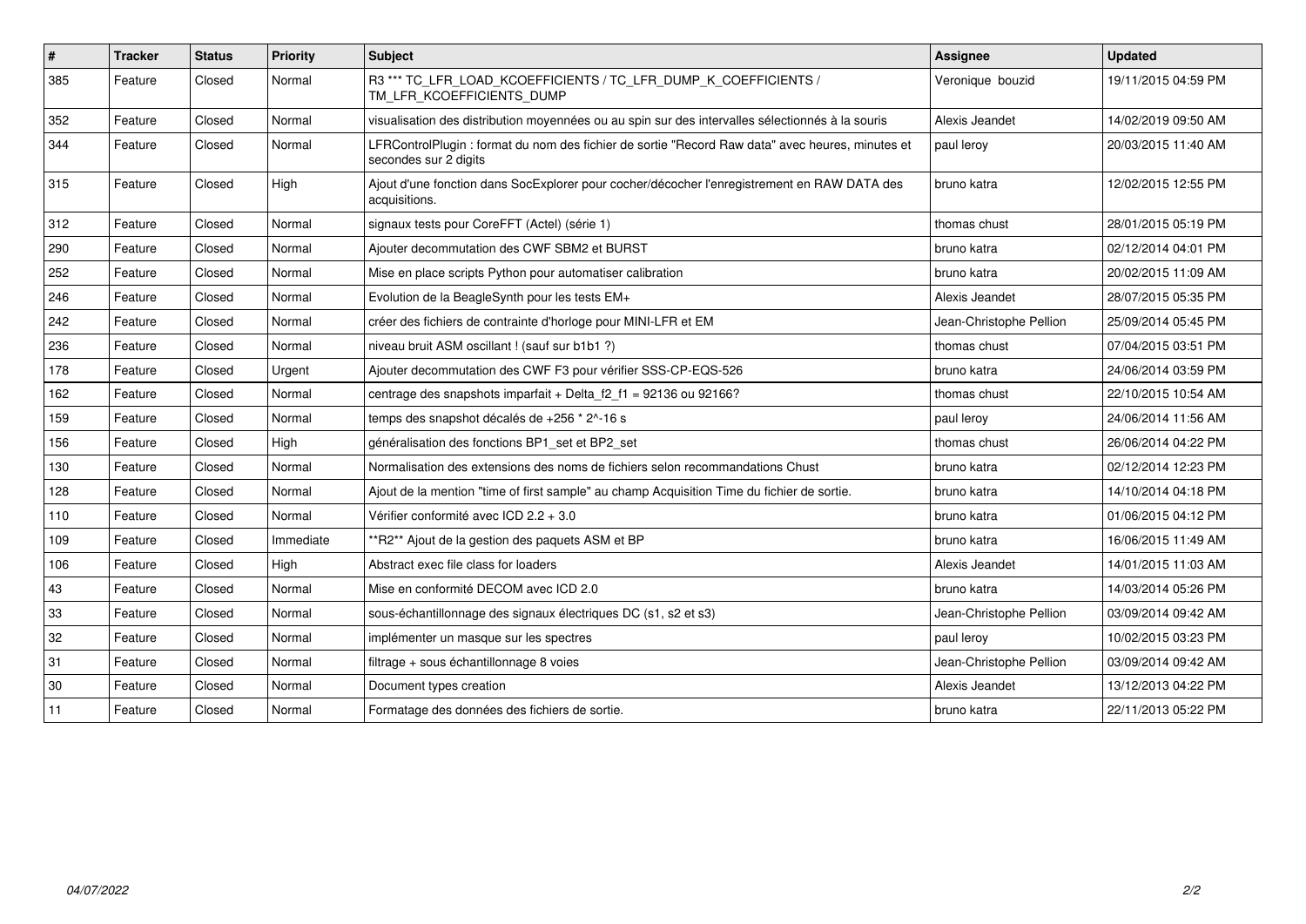| # | Tracker | Status | Priority | Subject | Assignee | Updated |
|---|---|---|---|---|---|---|
| 385 | Feature | Closed | Normal | R3 *** TC_LFR_LOAD_KCOEFFICIENTS / TC_LFR_DUMP_K_COEFFICIENTS / TM_LFR_KCOEFFICIENTS_DUMP | Veronique bouzid | 19/11/2015 04:59 PM |
| 352 | Feature | Closed | Normal | visualisation des distribution moyennées ou au spin sur des intervalles sélectionnés à la souris | Alexis Jeandet | 14/02/2019 09:50 AM |
| 344 | Feature | Closed | Normal | LFRControlPlugin : format du nom des fichier de sortie "Record Raw data" avec heures, minutes et secondes sur 2 digits | paul leroy | 20/03/2015 11:40 AM |
| 315 | Feature | Closed | High | Ajout d'une fonction dans SocExplorer pour cocher/décocher l'enregistrement en RAW DATA des acquisitions. | bruno katra | 12/02/2015 12:55 PM |
| 312 | Feature | Closed | Normal | signaux tests pour CoreFFT (Actel) (série 1) | thomas chust | 28/01/2015 05:19 PM |
| 290 | Feature | Closed | Normal | Ajouter decommutation des CWF SBM2 et BURST | bruno katra | 02/12/2014 04:01 PM |
| 252 | Feature | Closed | Normal | Mise en place scripts Python pour automatiser calibration | bruno katra | 20/02/2015 11:09 AM |
| 246 | Feature | Closed | Normal | Evolution de la BeagleSynth pour les tests EM+ | Alexis Jeandet | 28/07/2015 05:35 PM |
| 242 | Feature | Closed | Normal | créer des fichiers de contrainte d'horloge pour MINI-LFR et EM | Jean-Christophe Pellion | 25/09/2014 05:45 PM |
| 236 | Feature | Closed | Normal | niveau bruit ASM oscillant ! (sauf sur b1b1 ?) | thomas chust | 07/04/2015 03:51 PM |
| 178 | Feature | Closed | Urgent | Ajouter decommutation des CWF F3 pour vérifier SSS-CP-EQS-526 | bruno katra | 24/06/2014 03:59 PM |
| 162 | Feature | Closed | Normal | centrage des snapshots imparfait + Delta_f2_f1 = 92136 ou 92166? | thomas chust | 22/10/2015 10:54 AM |
| 159 | Feature | Closed | Normal | temps des snapshot décalés de +256 * 2^-16 s | paul leroy | 24/06/2014 11:56 AM |
| 156 | Feature | Closed | High | généralisation des fonctions BP1_set et BP2_set | thomas chust | 26/06/2014 04:22 PM |
| 130 | Feature | Closed | Normal | Normalisation des extensions des noms de fichiers selon recommandations Chust | bruno katra | 02/12/2014 12:23 PM |
| 128 | Feature | Closed | Normal | Ajout de la mention "time of first sample" au champ Acquisition Time du fichier de sortie. | bruno katra | 14/10/2014 04:18 PM |
| 110 | Feature | Closed | Normal | Vérifier conformité avec ICD 2.2 + 3.0 | bruno katra | 01/06/2015 04:12 PM |
| 109 | Feature | Closed | Immediate | **R2** Ajout de la gestion des paquets ASM et BP | bruno katra | 16/06/2015 11:49 AM |
| 106 | Feature | Closed | High | Abstract exec file class for loaders | Alexis Jeandet | 14/01/2015 11:03 AM |
| 43 | Feature | Closed | Normal | Mise en conformité DECOM avec ICD 2.0 | bruno katra | 14/03/2014 05:26 PM |
| 33 | Feature | Closed | Normal | sous-échantillonnage des signaux électriques DC (s1, s2 et s3) | Jean-Christophe Pellion | 03/09/2014 09:42 AM |
| 32 | Feature | Closed | Normal | implémenter un masque sur les spectres | paul leroy | 10/02/2015 03:23 PM |
| 31 | Feature | Closed | Normal | filtrage + sous échantillonnage 8 voies | Jean-Christophe Pellion | 03/09/2014 09:42 AM |
| 30 | Feature | Closed | Normal | Document types creation | Alexis Jeandet | 13/12/2013 04:22 PM |
| 11 | Feature | Closed | Normal | Formatage des données des fichiers de sortie. | bruno katra | 22/11/2013 05:22 PM |